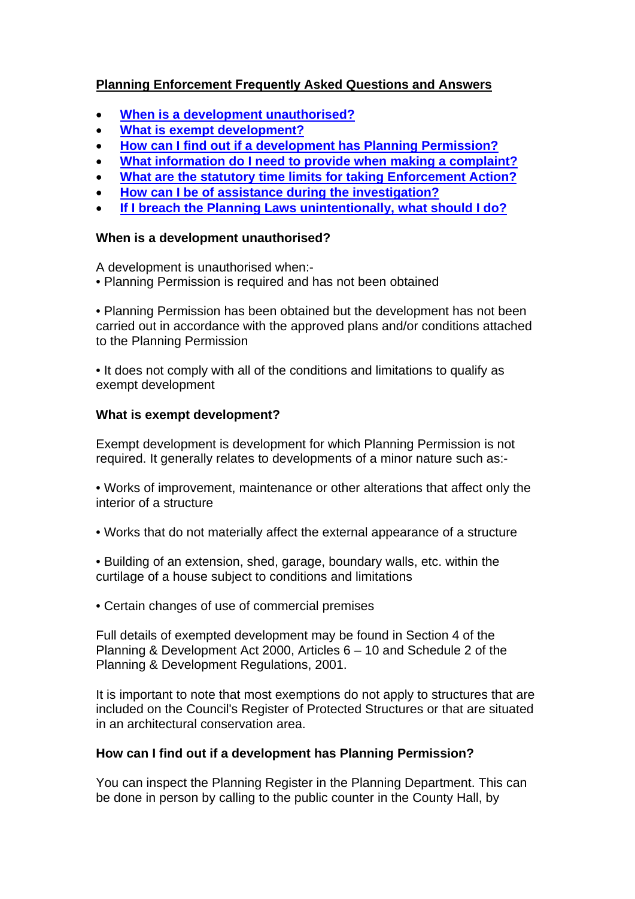## Planning Enforcement Frequently Asked Questions and Answers

- When is a development unauthorised?
- What is exempt development?
- How can I find out if a development has Planning Permission?
- What information do I need to provide when making a complaint?
- What are the statutory time limits for taking Enforcement Action?
- How can I be of assistance during the investigation?
- If I breach the Planning Laws unintentionally, what should I do?

### When is a development unauthorised?

A development is unauthorised when:-

• Planning Permission is required and has not been obtained

• Planning Permission has been obtained but the development has not been carried out in accordance with the approved plans and/or conditions attached to the Planning Permission

• It does not comply with all of the conditions and limitations to qualify as exempt development

### What is exempt development?

Exempt development is development for which Planning Permission is not required. It generally relates to developments of a minor nature such as:-

• Works of improvement, maintenance or other alterations that affect only the interior of a structure

• Works that do not materially affect the external appearance of a structure

• Building of an extension, shed, garage, boundary walls, etc. within the curtilage of a house subject to conditions and limitations

• Certain changes of use of commercial premises

Full details of exempted development may be found in Section 4 of the Planning & Development Act 2000, Articles 6 – 10 and Schedule 2 of the Planning & Development Regulations, 2001.

It is important to note that most exemptions do not apply to structures that are included on the Council's Register of Protected Structures or that are situated in an architectural conservation area.

### How can I find out if a development has Planning Permission?

You can inspect the Planning Register in the Planning Department. This can be done in person by calling to the public counter in the County Hall, by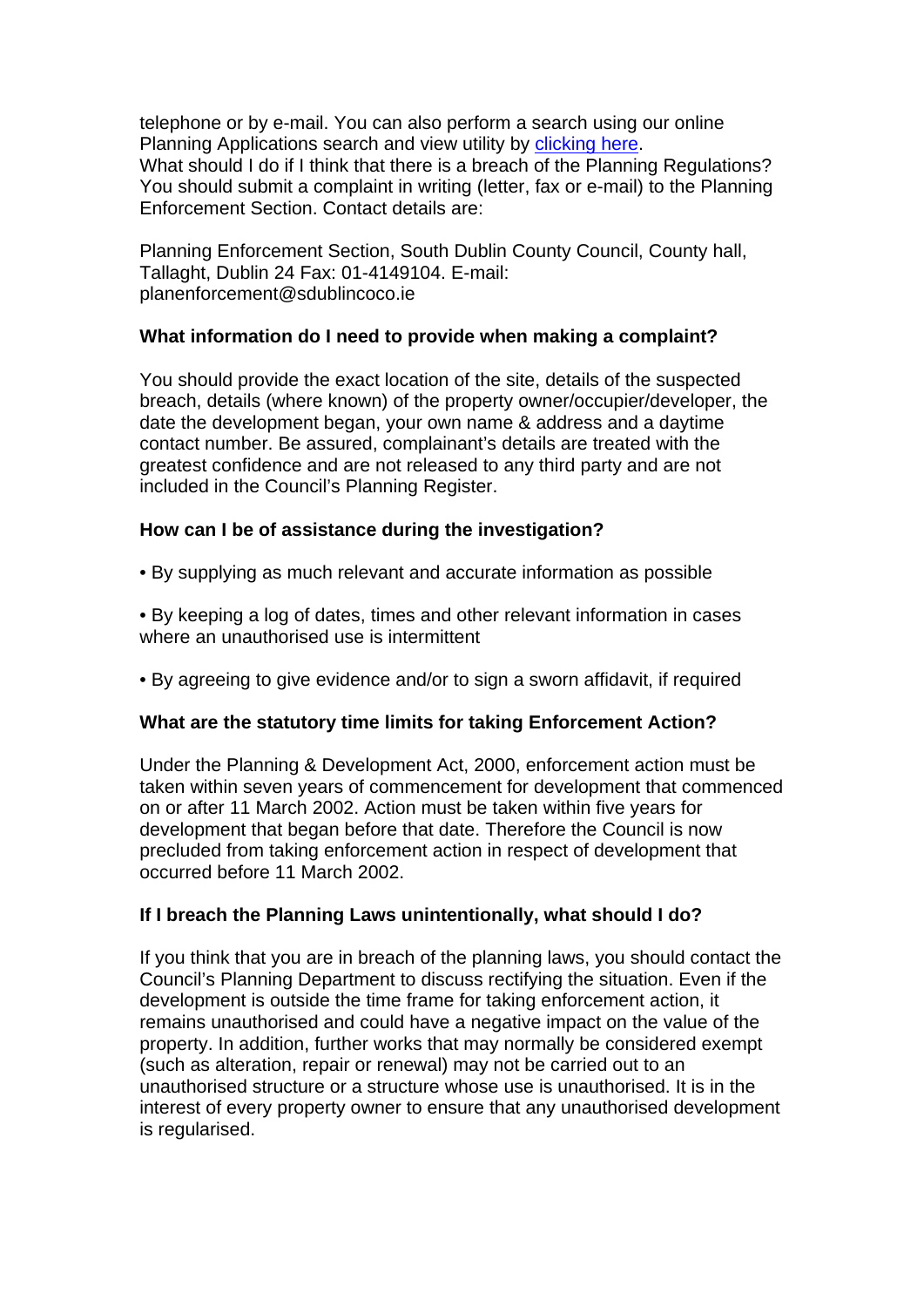telephone or by e-mail. You can also perform a search using our online Planning Applications search and view utility by clicking here.
What should I do if I think that there is a breach of the Planning Regulations? You should submit a complaint in writing (letter, fax or e-mail) to the Planning Enforcement Section. Contact details are:

Planning Enforcement Section, South Dublin County Council, County hall, Tallaght, Dublin 24 Fax: 01-4149104. E-mail: planenforcement@sdublincoco.ie

**What information do I need to provide when making a complaint?**

You should provide the exact location of the site, details of the suspected breach, details (where known) of the property owner/occupier/developer, the date the development began, your own name & address and a daytime contact number. Be assured, complainant's details are treated with the greatest confidence and are not released to any third party and are not included in the Council's Planning Register.

**How can I be of assistance during the investigation?**

- By supplying as much relevant and accurate information as possible
- By keeping a log of dates, times and other relevant information in cases where an unauthorised use is intermittent
- By agreeing to give evidence and/or to sign a sworn affidavit, if required

**What are the statutory time limits for taking Enforcement Action?**

Under the Planning & Development Act, 2000, enforcement action must be taken within seven years of commencement for development that commenced on or after 11 March 2002. Action must be taken within five years for development that began before that date. Therefore the Council is now precluded from taking enforcement action in respect of development that occurred before 11 March 2002.

**If I breach the Planning Laws unintentionally, what should I do?**

If you think that you are in breach of the planning laws, you should contact the Council's Planning Department to discuss rectifying the situation. Even if the development is outside the time frame for taking enforcement action, it remains unauthorised and could have a negative impact on the value of the property. In addition, further works that may normally be considered exempt (such as alteration, repair or renewal) may not be carried out to an unauthorised structure or a structure whose use is unauthorised. It is in the interest of every property owner to ensure that any unauthorised development is regularised.